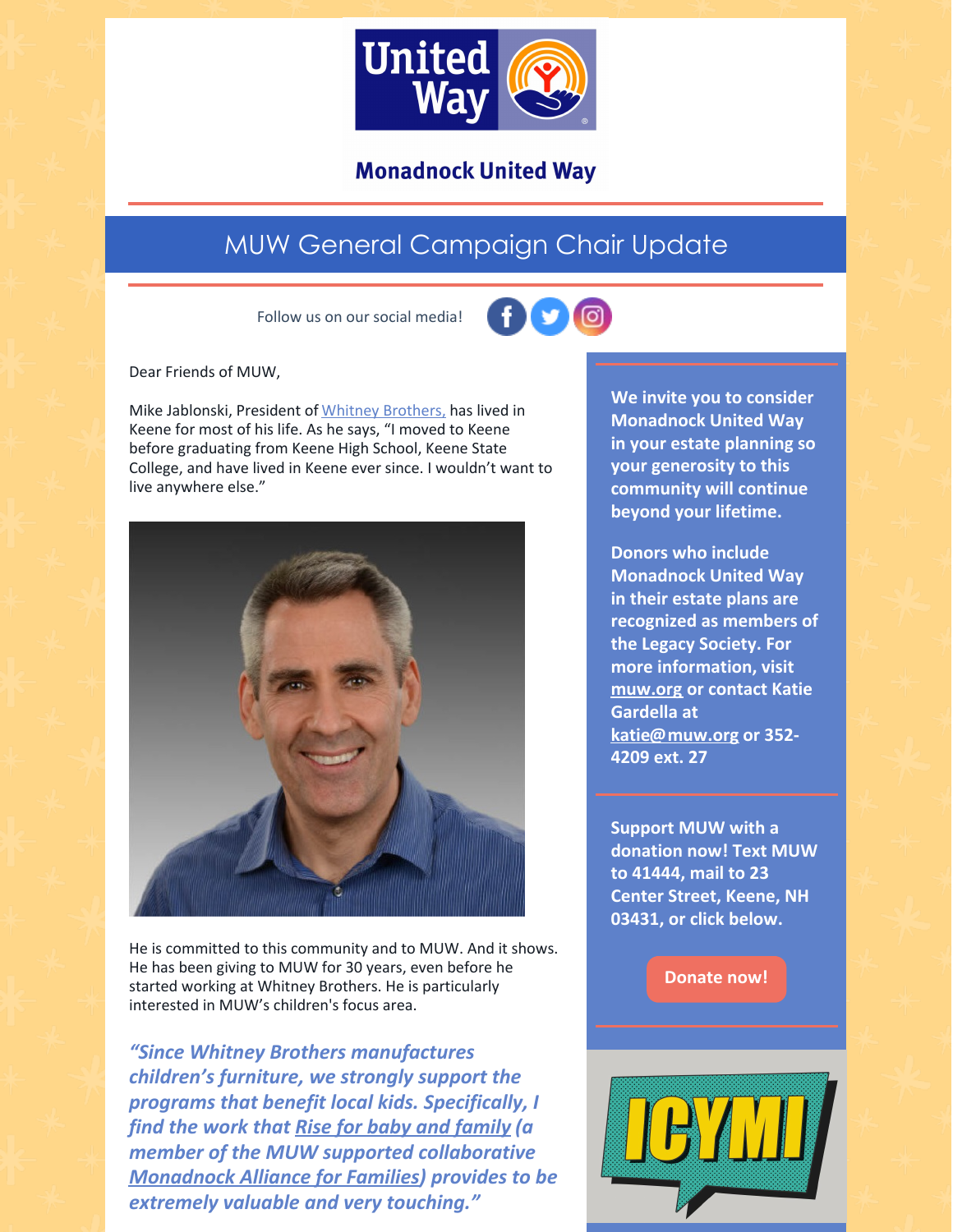Monadnock United Way

# MUW General Campaign Chair Update

Follow us on our social media!

Dear Friends of MUW,

Mike Jablonski, President of Whitney Brothers, has lived in Keene for most of his life. As he says, "I moved to Keene before graduating from Keene High School, Keene State College, and have lived in Keene ever since. I wouldn't want to live anywhere else."

He is committed to this community and to MUW. And it shows. He has been giving to MUW for 30 years, even before he started working at Whitney Brothers. He is particularly interested in MUW's children's focus area.

***"Since Whitney Brothers manufactures children's furniture, we strongly support the programs that benefit local kids. Specifically, I find the work that Rise for baby and family (a member of the MUW supported collaborative Monadnock Alliance for Families) provides to be extremely valuable and very touching."***

**We invite you to consider Monadnock United Way in your estate planning so your generosity to this community will continue beyond your lifetime.**

**Donors who include Monadnock United Way in their estate plans are recognized as members of the Legacy Society. For more information, visit muw.org or contact Katie Gardella at katie@muw.org or 352-4209 ext. 27**

**Support MUW with a donation now! Text MUW to 41444, mail to 23 Center Street, Keene, NH 03431, or click below.**

**Donate now!**

ICYMI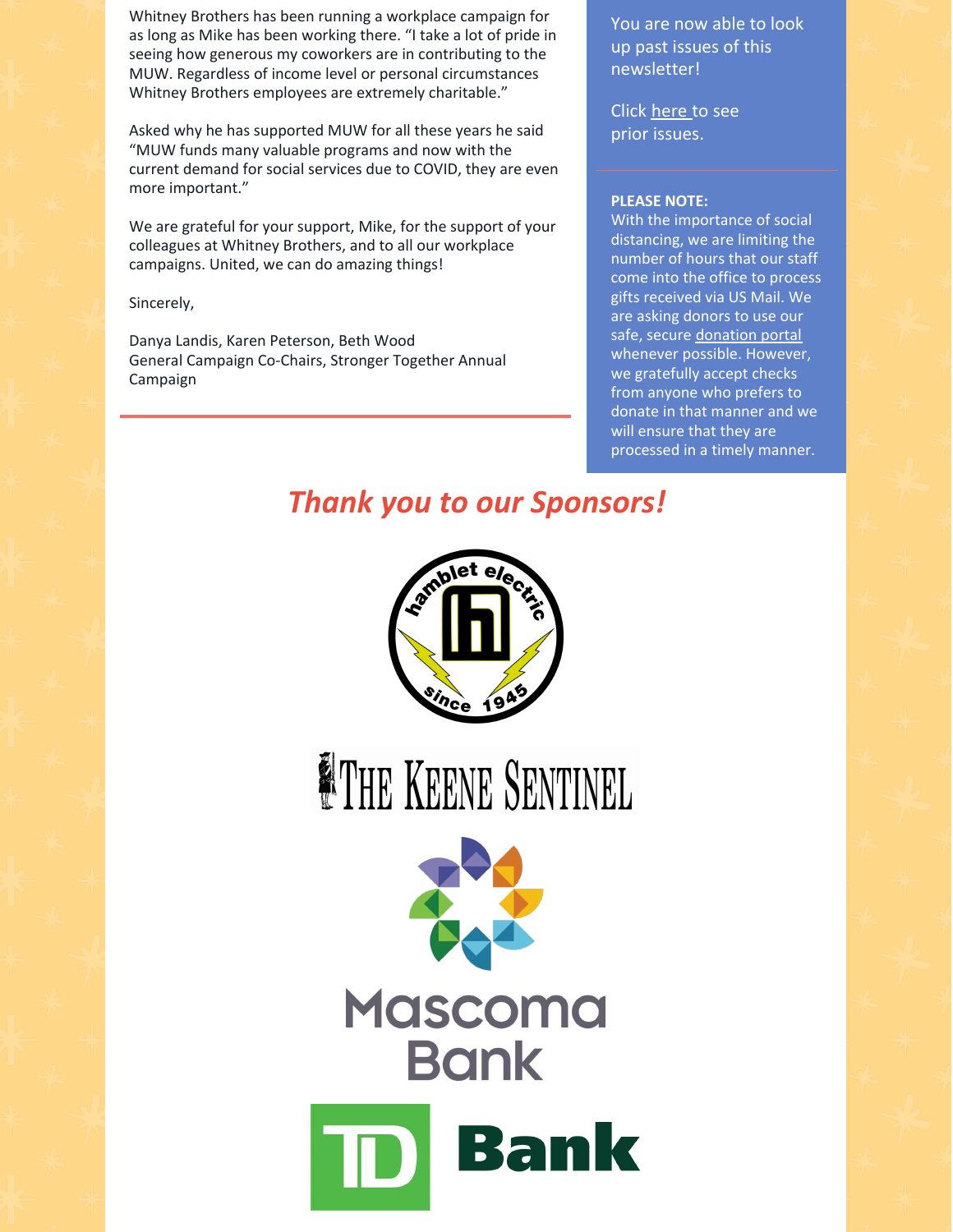Whitney Brothers has been running a workplace campaign for as long as Mike has been working there. "I take a lot of pride in seeing how generous my coworkers are in contributing to the MUW. Regardless of income level or personal circumstances Whitney Brothers employees are extremely charitable."

Asked why he has supported MUW for all these years he said "MUW funds many valuable programs and now with the current demand for social services due to COVID, they are even more important."

We are grateful for your support, Mike, for the support of your colleagues at Whitney Brothers, and to all our workplace campaigns. United, we can do amazing things!

Sincerely,

Danya Landis, Karen Peterson, Beth Wood
General Campaign Co-Chairs, Stronger Together Annual Campaign

---

You are now able to look up past issues of this newsletter!

Click here to see prior issues.

**PLEASE NOTE:**
With the importance of social distancing, we are limiting the number of hours that our staff come into the office to process gifts received via US Mail. We are asking donors to use our safe, secure donation portal whenever possible. However, we gratefully accept checks from anyone who prefers to donate in that manner and we will ensure that they are processed in a timely manner.

## *Thank you to our Sponsors!*

hamblet electric since 1945

The Keene Sentinel

Mascoma Bank

TD Bank